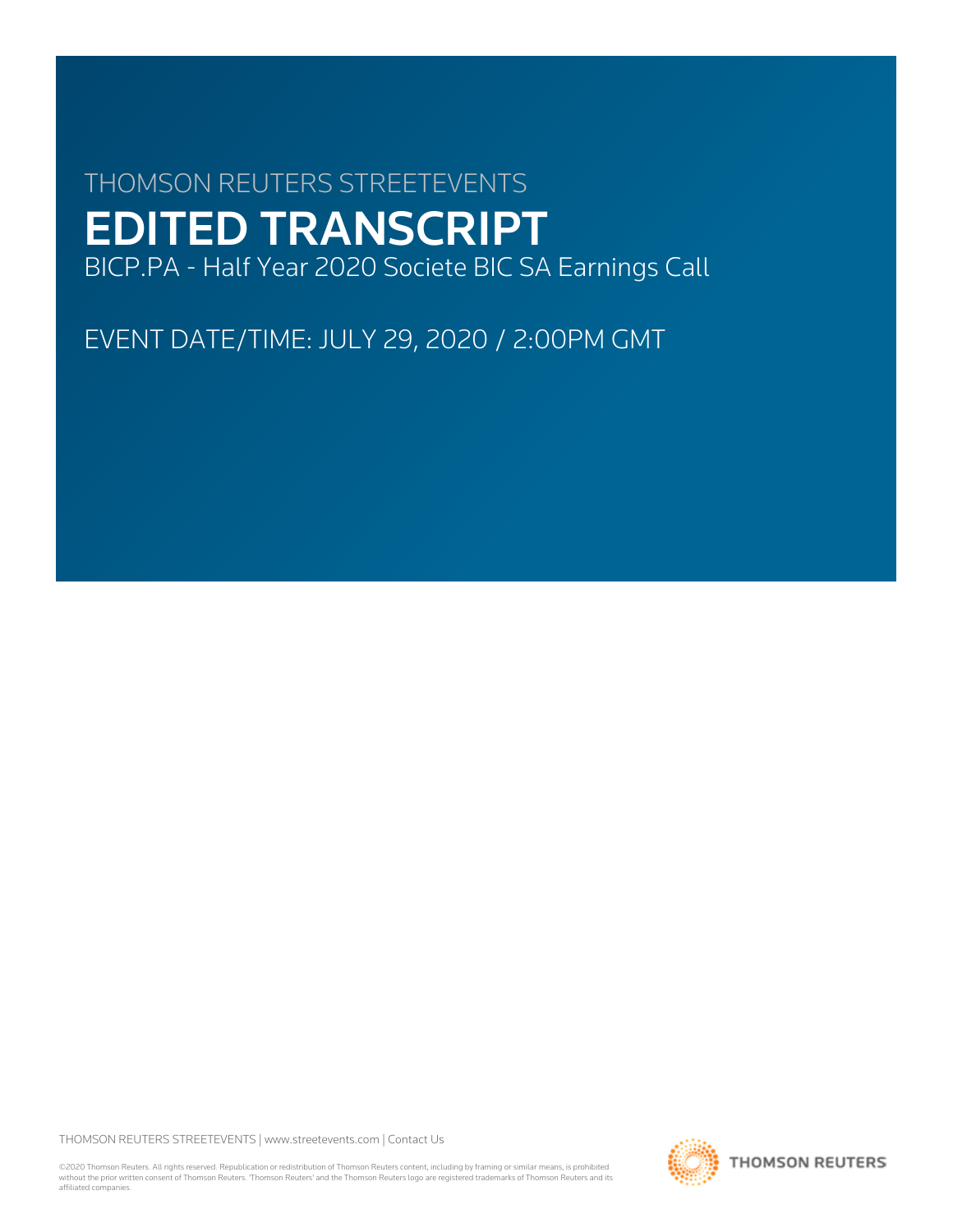THOMSON REUTERS STREETEVENTS

# EDITED TRANSCRIPT

BICP.PA - Half Year 2020 Societe BIC SA Earnings Call

EVENT DATE/TIME: JULY 29, 2020 / 2:00PM GMT

THOMSON REUTERS STREETEVENTS | www.streetevents.com | Contact Us

©2020 Thomson Reuters. All rights reserved. Republication or redistribution of Thomson Reuters content, including by framing or similar means, is prohibited without the prior written consent of Thomson Reuters. 'Thomson Reuters' and the Thomson Reuters logo are registered trademarks of Thomson Reuters and its affiliated companies.

THOMSON REUTERS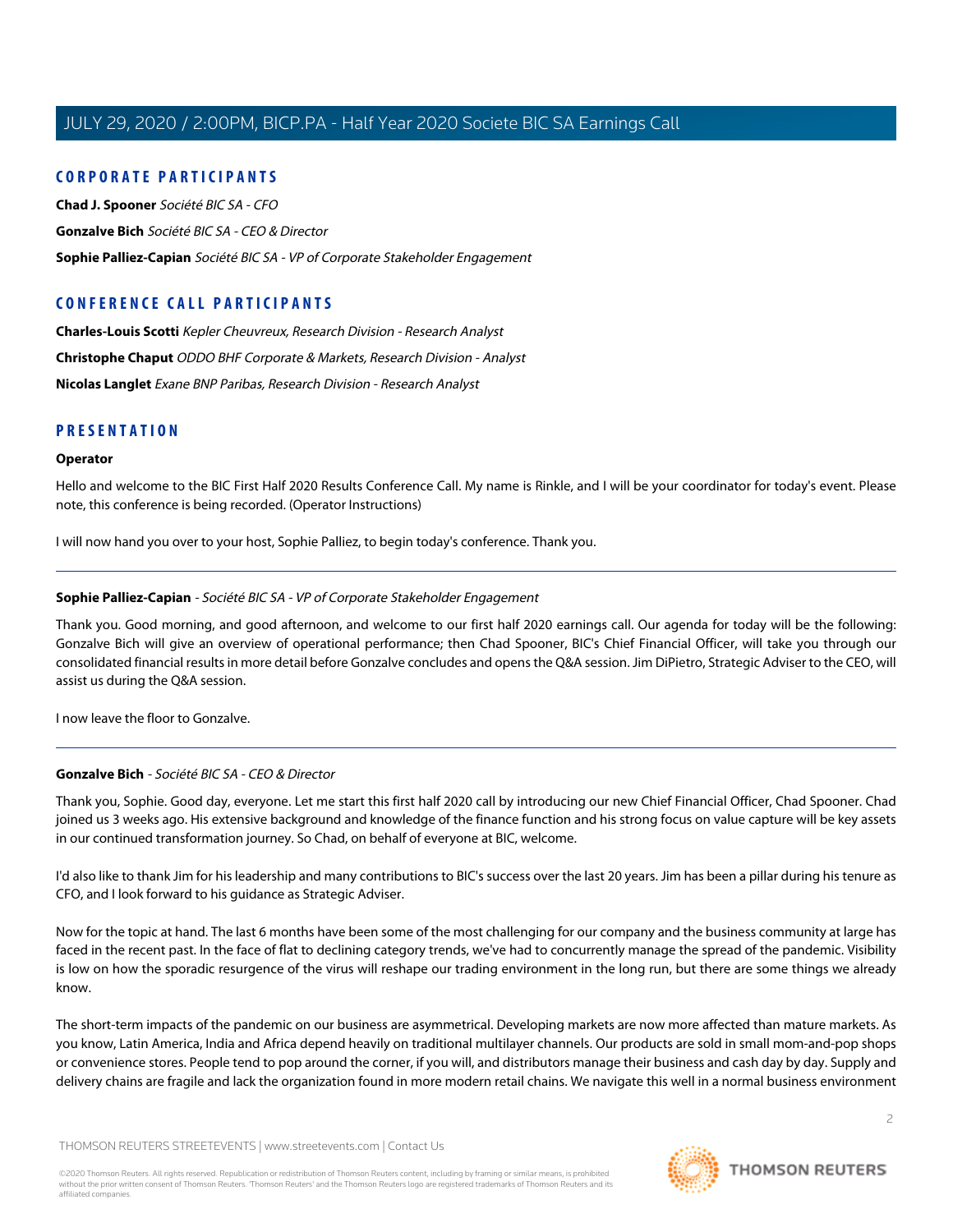## CORPORATE PARTICIPANTS

**Chad J. Spooner** *Société BIC SA - CFO*

**Gonzalve Bich** *Société BIC SA - CEO & Director*

**Sophie Palliez-Capian** *Société BIC SA - VP of Corporate Stakeholder Engagement*

## CONFERENCE CALL PARTICIPANTS

**Charles-Louis Scotti** *Kepler Cheuvreux, Research Division - Research Analyst*

**Christophe Chaput** *ODDO BHF Corporate & Markets, Research Division - Analyst*

**Nicolas Langlet** *Exane BNP Paribas, Research Division - Research Analyst*

## PRESENTATION

### Operator

Hello and welcome to the BIC First Half 2020 Results Conference Call. My name is Rinkle, and I will be your coordinator for today's event. Please note, this conference is being recorded. (Operator Instructions)

I will now hand you over to your host, Sophie Palliez, to begin today's conference. Thank you.

---

### Sophie Palliez-Capian - *Société BIC SA - VP of Corporate Stakeholder Engagement*

Thank you. Good morning, and good afternoon, and welcome to our first half 2020 earnings call. Our agenda for today will be the following: Gonzalve Bich will give an overview of operational performance; then Chad Spooner, BIC's Chief Financial Officer, will take you through our consolidated financial results in more detail before Gonzalve concludes and opens the Q&A session. Jim DiPietro, Strategic Adviser to the CEO, will assist us during the Q&A session.

I now leave the floor to Gonzalve.

---

### Gonzalve Bich - *Société BIC SA - CEO & Director*

Thank you, Sophie. Good day, everyone. Let me start this first half 2020 call by introducing our new Chief Financial Officer, Chad Spooner. Chad joined us 3 weeks ago. His extensive background and knowledge of the finance function and his strong focus on value capture will be key assets in our continued transformation journey. So Chad, on behalf of everyone at BIC, welcome.

I'd also like to thank Jim for his leadership and many contributions to BIC's success over the last 20 years. Jim has been a pillar during his tenure as CFO, and I look forward to his guidance as Strategic Adviser.

Now for the topic at hand. The last 6 months have been some of the most challenging for our company and the business community at large has faced in the recent past. In the face of flat to declining category trends, we've had to concurrently manage the spread of the pandemic. Visibility is low on how the sporadic resurgence of the virus will reshape our trading environment in the long run, but there are some things we already know.

The short-term impacts of the pandemic on our business are asymmetrical. Developing markets are now more affected than mature markets. As you know, Latin America, India and Africa depend heavily on traditional multilayer channels. Our products are sold in small mom-and-pop shops or convenience stores. People tend to pop around the corner, if you will, and distributors manage their business and cash day by day. Supply and delivery chains are fragile and lack the organization found in more modern retail chains. We navigate this well in a normal business environment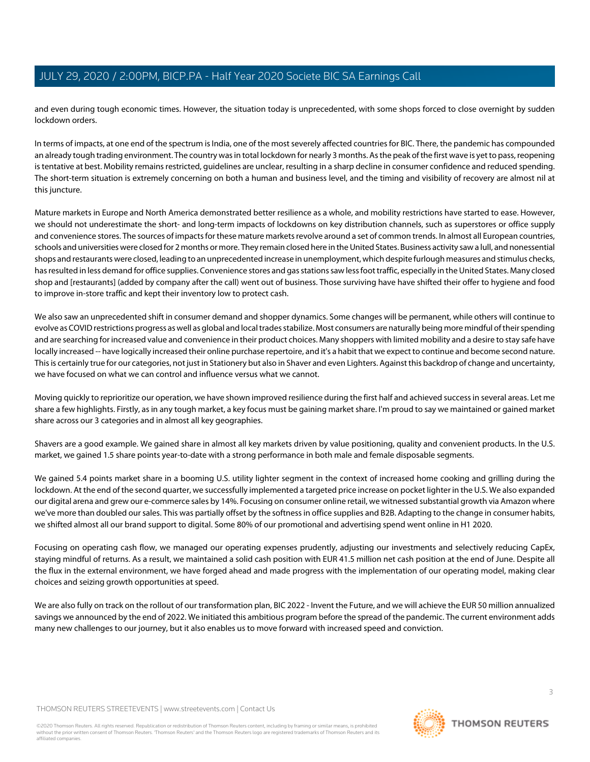and even during tough economic times. However, the situation today is unprecedented, with some shops forced to close overnight by sudden lockdown orders.

In terms of impacts, at one end of the spectrum is India, one of the most severely affected countries for BIC. There, the pandemic has compounded an already tough trading environment. The country was in total lockdown for nearly 3 months. As the peak of the first wave is yet to pass, reopening is tentative at best. Mobility remains restricted, guidelines are unclear, resulting in a sharp decline in consumer confidence and reduced spending. The short-term situation is extremely concerning on both a human and business level, and the timing and visibility of recovery are almost nil at this juncture.

Mature markets in Europe and North America demonstrated better resilience as a whole, and mobility restrictions have started to ease. However, we should not underestimate the short- and long-term impacts of lockdowns on key distribution channels, such as superstores or office supply and convenience stores. The sources of impacts for these mature markets revolve around a set of common trends. In almost all European countries, schools and universities were closed for 2 months or more. They remain closed here in the United States. Business activity saw a lull, and nonessential shops and restaurants were closed, leading to an unprecedented increase in unemployment, which despite furlough measures and stimulus checks, has resulted in less demand for office supplies. Convenience stores and gas stations saw less foot traffic, especially in the United States. Many closed shop and [restaurants] (added by company after the call) went out of business. Those surviving have have shifted their offer to hygiene and food to improve in-store traffic and kept their inventory low to protect cash.

We also saw an unprecedented shift in consumer demand and shopper dynamics. Some changes will be permanent, while others will continue to evolve as COVID restrictions progress as well as global and local trades stabilize. Most consumers are naturally being more mindful of their spending and are searching for increased value and convenience in their product choices. Many shoppers with limited mobility and a desire to stay safe have locally increased -- have logically increased their online purchase repertoire, and it's a habit that we expect to continue and become second nature. This is certainly true for our categories, not just in Stationery but also in Shaver and even Lighters. Against this backdrop of change and uncertainty, we have focused on what we can control and influence versus what we cannot.

Moving quickly to reprioritize our operation, we have shown improved resilience during the first half and achieved success in several areas. Let me share a few highlights. Firstly, as in any tough market, a key focus must be gaining market share. I'm proud to say we maintained or gained market share across our 3 categories and in almost all key geographies.

Shavers are a good example. We gained share in almost all key markets driven by value positioning, quality and convenient products. In the U.S. market, we gained 1.5 share points year-to-date with a strong performance in both male and female disposable segments.

We gained 5.4 points market share in a booming U.S. utility lighter segment in the context of increased home cooking and grilling during the lockdown. At the end of the second quarter, we successfully implemented a targeted price increase on pocket lighter in the U.S. We also expanded our digital arena and grew our e-commerce sales by 14%. Focusing on consumer online retail, we witnessed substantial growth via Amazon where we've more than doubled our sales. This was partially offset by the softness in office supplies and B2B. Adapting to the change in consumer habits, we shifted almost all our brand support to digital. Some 80% of our promotional and advertising spend went online in H1 2020.

Focusing on operating cash flow, we managed our operating expenses prudently, adjusting our investments and selectively reducing CapEx, staying mindful of returns. As a result, we maintained a solid cash position with EUR 41.5 million net cash position at the end of June. Despite all the flux in the external environment, we have forged ahead and made progress with the implementation of our operating model, making clear choices and seizing growth opportunities at speed.

We are also fully on track on the rollout of our transformation plan, BIC 2022 - Invent the Future, and we will achieve the EUR 50 million annualized savings we announced by the end of 2022. We initiated this ambitious program before the spread of the pandemic. The current environment adds many new challenges to our journey, but it also enables us to move forward with increased speed and conviction.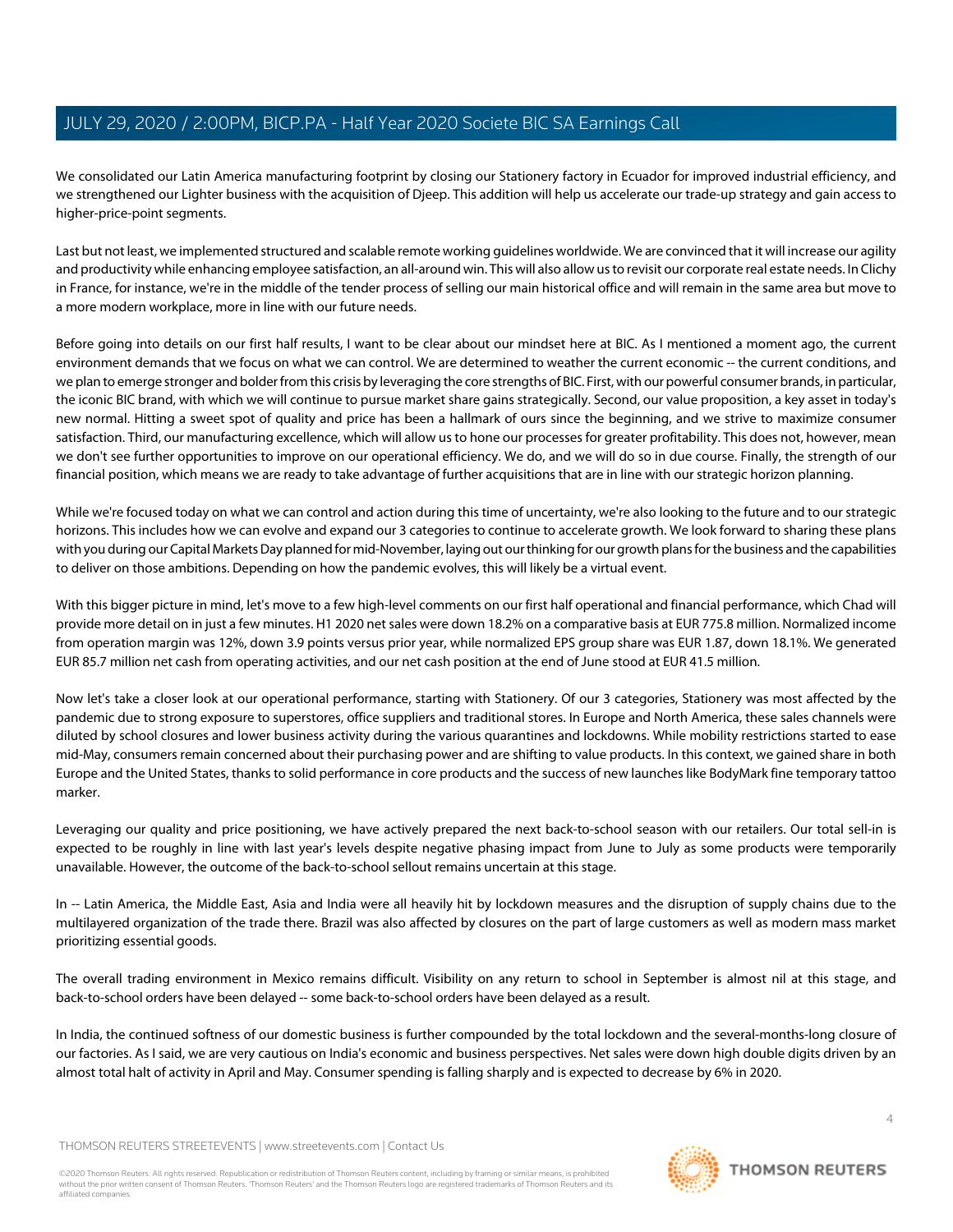We consolidated our Latin America manufacturing footprint by closing our Stationery factory in Ecuador for improved industrial efficiency, and we strengthened our Lighter business with the acquisition of Djeep. This addition will help us accelerate our trade-up strategy and gain access to higher-price-point segments.

Last but not least, we implemented structured and scalable remote working guidelines worldwide. We are convinced that it will increase our agility and productivity while enhancing employee satisfaction, an all-around win. This will also allow us to revisit our corporate real estate needs. In Clichy in France, for instance, we're in the middle of the tender process of selling our main historical office and will remain in the same area but move to a more modern workplace, more in line with our future needs.

Before going into details on our first half results, I want to be clear about our mindset here at BIC. As I mentioned a moment ago, the current environment demands that we focus on what we can control. We are determined to weather the current economic -- the current conditions, and we plan to emerge stronger and bolder from this crisis by leveraging the core strengths of BIC. First, with our powerful consumer brands, in particular, the iconic BIC brand, with which we will continue to pursue market share gains strategically. Second, our value proposition, a key asset in today's new normal. Hitting a sweet spot of quality and price has been a hallmark of ours since the beginning, and we strive to maximize consumer satisfaction. Third, our manufacturing excellence, which will allow us to hone our processes for greater profitability. This does not, however, mean we don't see further opportunities to improve on our operational efficiency. We do, and we will do so in due course. Finally, the strength of our financial position, which means we are ready to take advantage of further acquisitions that are in line with our strategic horizon planning.

While we're focused today on what we can control and action during this time of uncertainty, we're also looking to the future and to our strategic horizons. This includes how we can evolve and expand our 3 categories to continue to accelerate growth. We look forward to sharing these plans with you during our Capital Markets Day planned for mid-November, laying out our thinking for our growth plans for the business and the capabilities to deliver on those ambitions. Depending on how the pandemic evolves, this will likely be a virtual event.

With this bigger picture in mind, let's move to a few high-level comments on our first half operational and financial performance, which Chad will provide more detail on in just a few minutes. H1 2020 net sales were down 18.2% on a comparative basis at EUR 775.8 million. Normalized income from operation margin was 12%, down 3.9 points versus prior year, while normalized EPS group share was EUR 1.87, down 18.1%. We generated EUR 85.7 million net cash from operating activities, and our net cash position at the end of June stood at EUR 41.5 million.

Now let's take a closer look at our operational performance, starting with Stationery. Of our 3 categories, Stationery was most affected by the pandemic due to strong exposure to superstores, office suppliers and traditional stores. In Europe and North America, these sales channels were diluted by school closures and lower business activity during the various quarantines and lockdowns. While mobility restrictions started to ease mid-May, consumers remain concerned about their purchasing power and are shifting to value products. In this context, we gained share in both Europe and the United States, thanks to solid performance in core products and the success of new launches like BodyMark fine temporary tattoo marker.

Leveraging our quality and price positioning, we have actively prepared the next back-to-school season with our retailers. Our total sell-in is expected to be roughly in line with last year's levels despite negative phasing impact from June to July as some products were temporarily unavailable. However, the outcome of the back-to-school sellout remains uncertain at this stage.

In -- Latin America, the Middle East, Asia and India were all heavily hit by lockdown measures and the disruption of supply chains due to the multilayered organization of the trade there. Brazil was also affected by closures on the part of large customers as well as modern mass market prioritizing essential goods.

The overall trading environment in Mexico remains difficult. Visibility on any return to school in September is almost nil at this stage, and back-to-school orders have been delayed -- some back-to-school orders have been delayed as a result.

In India, the continued softness of our domestic business is further compounded by the total lockdown and the several-months-long closure of our factories. As I said, we are very cautious on India's economic and business perspectives. Net sales were down high double digits driven by an almost total halt of activity in April and May. Consumer spending is falling sharply and is expected to decrease by 6% in 2020.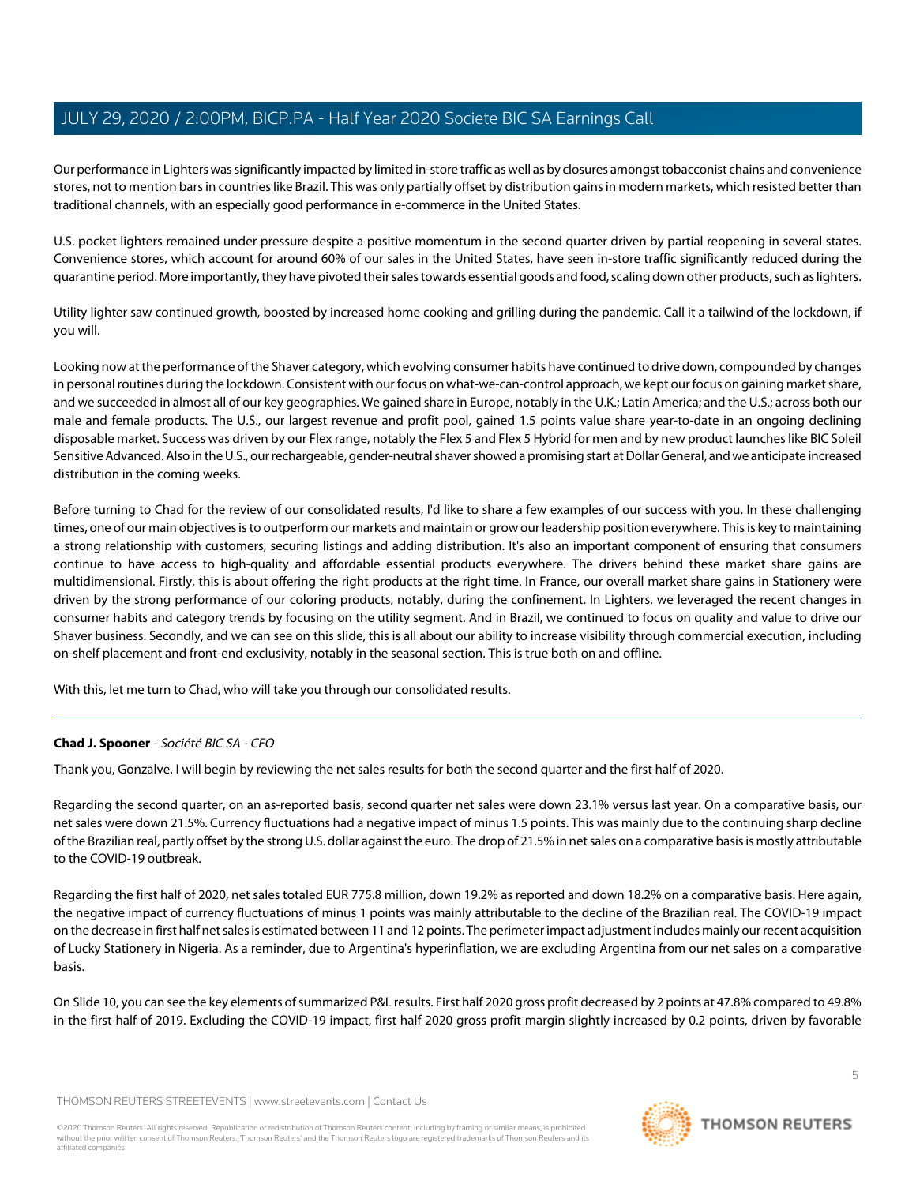Our performance in Lighters was significantly impacted by limited in-store traffic as well as by closures amongst tobacconist chains and convenience stores, not to mention bars in countries like Brazil. This was only partially offset by distribution gains in modern markets, which resisted better than traditional channels, with an especially good performance in e-commerce in the United States.

U.S. pocket lighters remained under pressure despite a positive momentum in the second quarter driven by partial reopening in several states. Convenience stores, which account for around 60% of our sales in the United States, have seen in-store traffic significantly reduced during the quarantine period. More importantly, they have pivoted their sales towards essential goods and food, scaling down other products, such as lighters.

Utility lighter saw continued growth, boosted by increased home cooking and grilling during the pandemic. Call it a tailwind of the lockdown, if you will.

Looking now at the performance of the Shaver category, which evolving consumer habits have continued to drive down, compounded by changes in personal routines during the lockdown. Consistent with our focus on what-we-can-control approach, we kept our focus on gaining market share, and we succeeded in almost all of our key geographies. We gained share in Europe, notably in the U.K.; Latin America; and the U.S.; across both our male and female products. The U.S., our largest revenue and profit pool, gained 1.5 points value share year-to-date in an ongoing declining disposable market. Success was driven by our Flex range, notably the Flex 5 and Flex 5 Hybrid for men and by new product launches like BIC Soleil Sensitive Advanced. Also in the U.S., our rechargeable, gender-neutral shaver showed a promising start at Dollar General, and we anticipate increased distribution in the coming weeks.

Before turning to Chad for the review of our consolidated results, I'd like to share a few examples of our success with you. In these challenging times, one of our main objectives is to outperform our markets and maintain or grow our leadership position everywhere. This is key to maintaining a strong relationship with customers, securing listings and adding distribution. It's also an important component of ensuring that consumers continue to have access to high-quality and affordable essential products everywhere. The drivers behind these market share gains are multidimensional. Firstly, this is about offering the right products at the right time. In France, our overall market share gains in Stationery were driven by the strong performance of our coloring products, notably, during the confinement. In Lighters, we leveraged the recent changes in consumer habits and category trends by focusing on the utility segment. And in Brazil, we continued to focus on quality and value to drive our Shaver business. Secondly, and we can see on this slide, this is all about our ability to increase visibility through commercial execution, including on-shelf placement and front-end exclusivity, notably in the seasonal section. This is true both on and offline.

With this, let me turn to Chad, who will take you through our consolidated results.

---

**Chad J. Spooner** - *Société BIC SA - CFO*

Thank you, Gonzalve. I will begin by reviewing the net sales results for both the second quarter and the first half of 2020.

Regarding the second quarter, on an as-reported basis, second quarter net sales were down 23.1% versus last year. On a comparative basis, our net sales were down 21.5%. Currency fluctuations had a negative impact of minus 1.5 points. This was mainly due to the continuing sharp decline of the Brazilian real, partly offset by the strong U.S. dollar against the euro. The drop of 21.5% in net sales on a comparative basis is mostly attributable to the COVID-19 outbreak.

Regarding the first half of 2020, net sales totaled EUR 775.8 million, down 19.2% as reported and down 18.2% on a comparative basis. Here again, the negative impact of currency fluctuations of minus 1 points was mainly attributable to the decline of the Brazilian real. The COVID-19 impact on the decrease in first half net sales is estimated between 11 and 12 points. The perimeter impact adjustment includes mainly our recent acquisition of Lucky Stationery in Nigeria. As a reminder, due to Argentina's hyperinflation, we are excluding Argentina from our net sales on a comparative basis.

On Slide 10, you can see the key elements of summarized P&L results. First half 2020 gross profit decreased by 2 points at 47.8% compared to 49.8% in the first half of 2019. Excluding the COVID-19 impact, first half 2020 gross profit margin slightly increased by 0.2 points, driven by favorable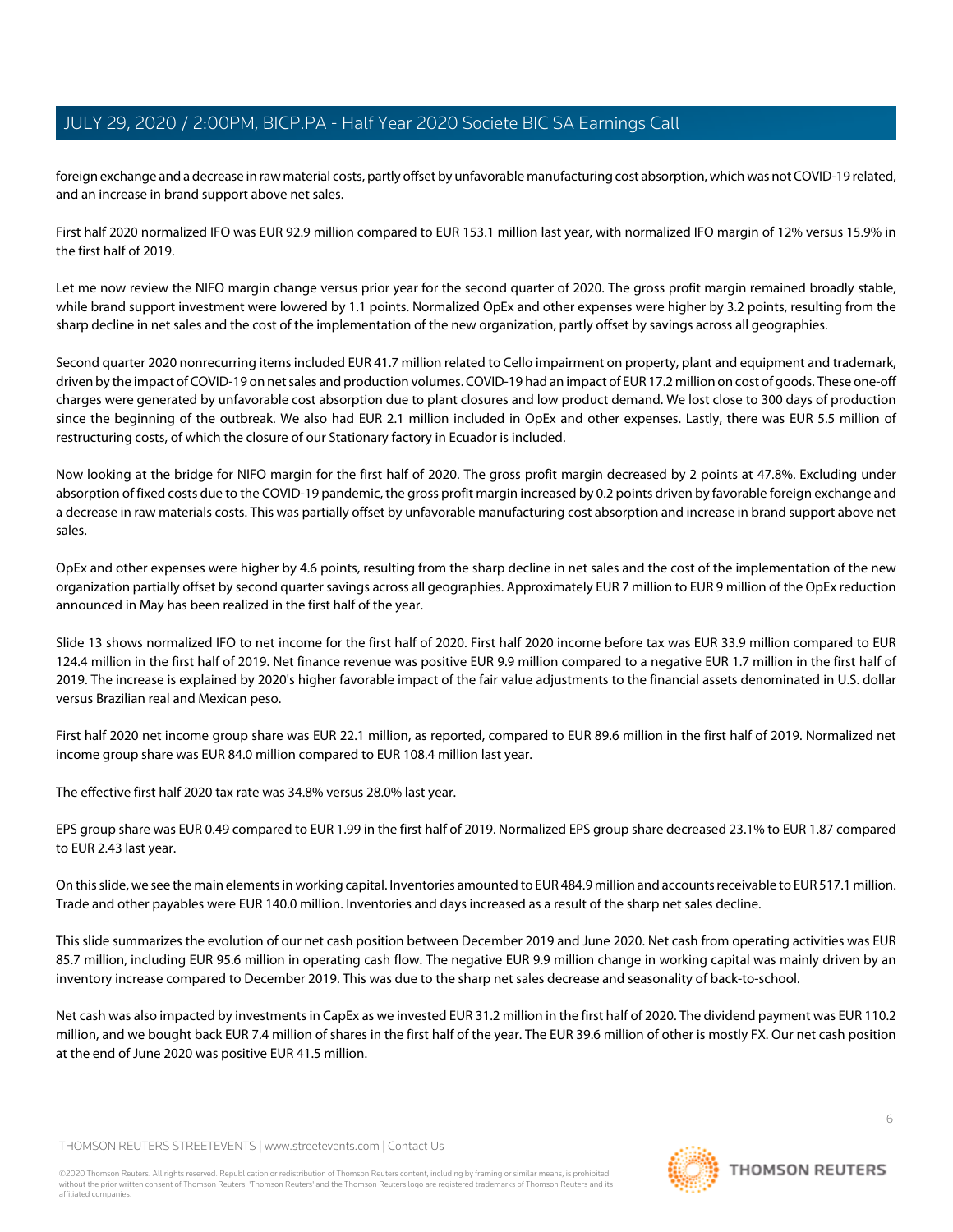foreign exchange and a decrease in raw material costs, partly offset by unfavorable manufacturing cost absorption, which was not COVID-19 related, and an increase in brand support above net sales.

First half 2020 normalized IFO was EUR 92.9 million compared to EUR 153.1 million last year, with normalized IFO margin of 12% versus 15.9% in the first half of 2019.

Let me now review the NIFO margin change versus prior year for the second quarter of 2020. The gross profit margin remained broadly stable, while brand support investment were lowered by 1.1 points. Normalized OpEx and other expenses were higher by 3.2 points, resulting from the sharp decline in net sales and the cost of the implementation of the new organization, partly offset by savings across all geographies.

Second quarter 2020 nonrecurring items included EUR 41.7 million related to Cello impairment on property, plant and equipment and trademark, driven by the impact of COVID-19 on net sales and production volumes. COVID-19 had an impact of EUR 17.2 million on cost of goods. These one-off charges were generated by unfavorable cost absorption due to plant closures and low product demand. We lost close to 300 days of production since the beginning of the outbreak. We also had EUR 2.1 million included in OpEx and other expenses. Lastly, there was EUR 5.5 million of restructuring costs, of which the closure of our Stationary factory in Ecuador is included.

Now looking at the bridge for NIFO margin for the first half of 2020. The gross profit margin decreased by 2 points at 47.8%. Excluding under absorption of fixed costs due to the COVID-19 pandemic, the gross profit margin increased by 0.2 points driven by favorable foreign exchange and a decrease in raw materials costs. This was partially offset by unfavorable manufacturing cost absorption and increase in brand support above net sales.

OpEx and other expenses were higher by 4.6 points, resulting from the sharp decline in net sales and the cost of the implementation of the new organization partially offset by second quarter savings across all geographies. Approximately EUR 7 million to EUR 9 million of the OpEx reduction announced in May has been realized in the first half of the year.

Slide 13 shows normalized IFO to net income for the first half of 2020. First half 2020 income before tax was EUR 33.9 million compared to EUR 124.4 million in the first half of 2019. Net finance revenue was positive EUR 9.9 million compared to a negative EUR 1.7 million in the first half of 2019. The increase is explained by 2020's higher favorable impact of the fair value adjustments to the financial assets denominated in U.S. dollar versus Brazilian real and Mexican peso.

First half 2020 net income group share was EUR 22.1 million, as reported, compared to EUR 89.6 million in the first half of 2019. Normalized net income group share was EUR 84.0 million compared to EUR 108.4 million last year.

The effective first half 2020 tax rate was 34.8% versus 28.0% last year.

EPS group share was EUR 0.49 compared to EUR 1.99 in the first half of 2019. Normalized EPS group share decreased 23.1% to EUR 1.87 compared to EUR 2.43 last year.

On this slide, we see the main elements in working capital. Inventories amounted to EUR 484.9 million and accounts receivable to EUR 517.1 million. Trade and other payables were EUR 140.0 million. Inventories and days increased as a result of the sharp net sales decline.

This slide summarizes the evolution of our net cash position between December 2019 and June 2020. Net cash from operating activities was EUR 85.7 million, including EUR 95.6 million in operating cash flow. The negative EUR 9.9 million change in working capital was mainly driven by an inventory increase compared to December 2019. This was due to the sharp net sales decrease and seasonality of back-to-school.

Net cash was also impacted by investments in CapEx as we invested EUR 31.2 million in the first half of 2020. The dividend payment was EUR 110.2 million, and we bought back EUR 7.4 million of shares in the first half of the year. The EUR 39.6 million of other is mostly FX. Our net cash position at the end of June 2020 was positive EUR 41.5 million.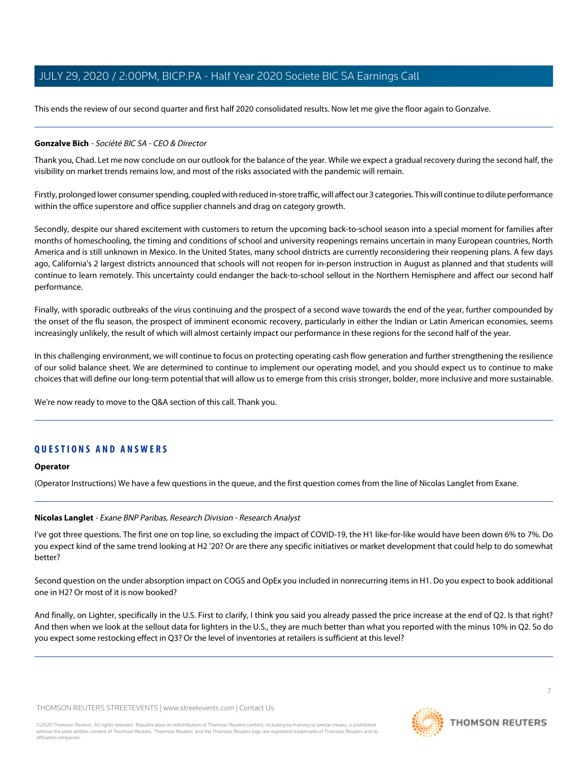This ends the review of our second quarter and first half 2020 consolidated results. Now let me give the floor again to Gonzalve.

---

**Gonzalve Bich** - *Société BIC SA - CEO & Director*

Thank you, Chad. Let me now conclude on our outlook for the balance of the year. While we expect a gradual recovery during the second half, the visibility on market trends remains low, and most of the risks associated with the pandemic will remain.

Firstly, prolonged lower consumer spending, coupled with reduced in-store traffic, will affect our 3 categories. This will continue to dilute performance within the office superstore and office supplier channels and drag on category growth.

Secondly, despite our shared excitement with customers to return the upcoming back-to-school season into a special moment for families after months of homeschooling, the timing and conditions of school and university reopenings remains uncertain in many European countries, North America and is still unknown in Mexico. In the United States, many school districts are currently reconsidering their reopening plans. A few days ago, California's 2 largest districts announced that schools will not reopen for in-person instruction in August as planned and that students will continue to learn remotely. This uncertainty could endanger the back-to-school sellout in the Northern Hemisphere and affect our second half performance.

Finally, with sporadic outbreaks of the virus continuing and the prospect of a second wave towards the end of the year, further compounded by the onset of the flu season, the prospect of imminent economic recovery, particularly in either the Indian or Latin American economies, seems increasingly unlikely, the result of which will almost certainly impact our performance in these regions for the second half of the year.

In this challenging environment, we will continue to focus on protecting operating cash flow generation and further strengthening the resilience of our solid balance sheet. We are determined to continue to implement our operating model, and you should expect us to continue to make choices that will define our long-term potential that will allow us to emerge from this crisis stronger, bolder, more inclusive and more sustainable.

We're now ready to move to the Q&A section of this call. Thank you.

---

## QUESTIONS AND ANSWERS

**Operator**

(Operator Instructions) We have a few questions in the queue, and the first question comes from the line of Nicolas Langlet from Exane.

---

**Nicolas Langlet** - *Exane BNP Paribas, Research Division - Research Analyst*

I've got three questions. The first one on top line, so excluding the impact of COVID-19, the H1 like-for-like would have been down 6% to 7%. Do you expect kind of the same trend looking at H2 '20? Or are there any specific initiatives or market development that could help to do somewhat better?

Second question on the under absorption impact on COGS and OpEx you included in nonrecurring items in H1. Do you expect to book additional one in H2? Or most of it is now booked?

And finally, on Lighter, specifically in the U.S. First to clarify, I think you said you already passed the price increase at the end of Q2. Is that right? And then when we look at the sellout data for lighters in the U.S., they are much better than what you reported with the minus 10% in Q2. So do you expect some restocking effect in Q3? Or the level of inventories at retailers is sufficient at this level?

---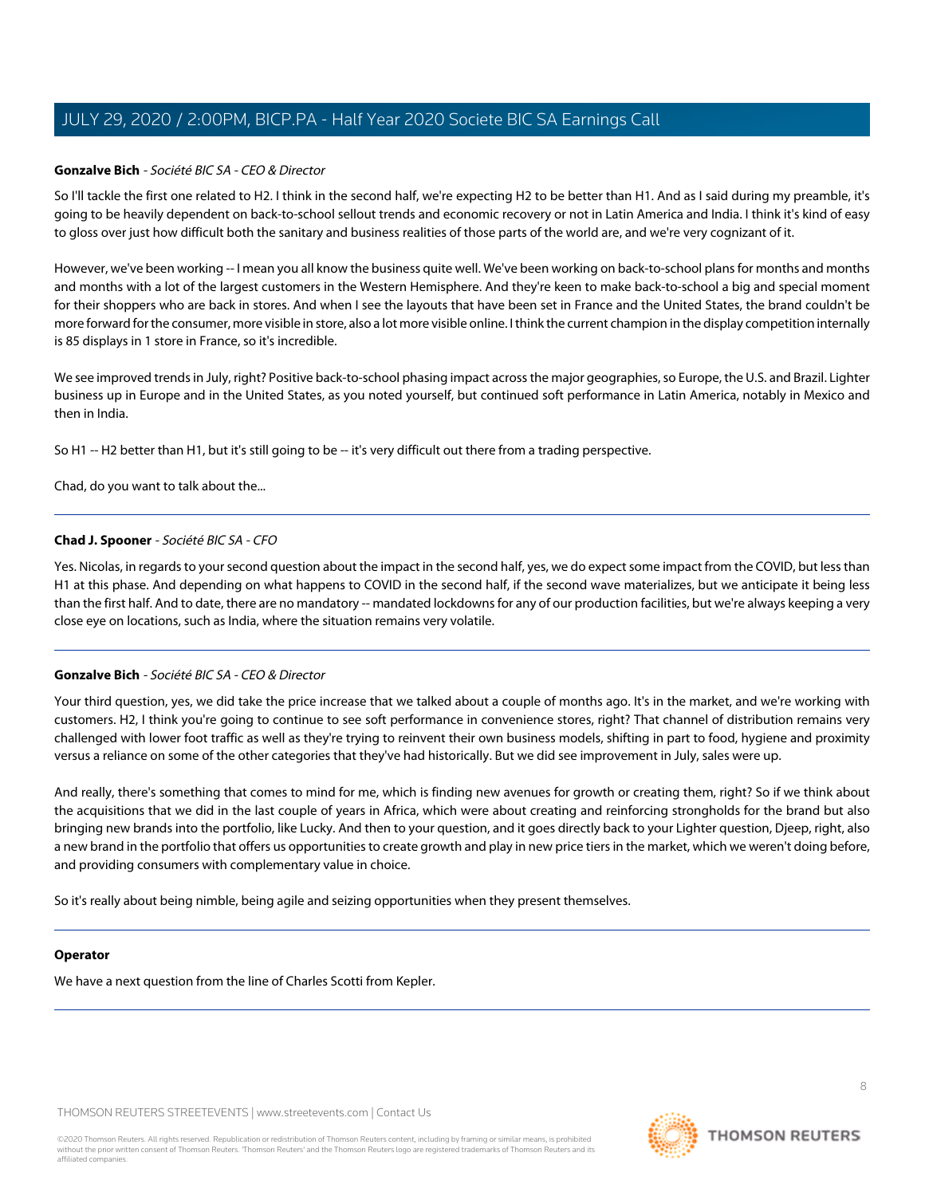**Gonzalve Bich** - *Société BIC SA - CEO & Director*

So I'll tackle the first one related to H2. I think in the second half, we're expecting H2 to be better than H1. And as I said during my preamble, it's going to be heavily dependent on back-to-school sellout trends and economic recovery or not in Latin America and India. I think it's kind of easy to gloss over just how difficult both the sanitary and business realities of those parts of the world are, and we're very cognizant of it.

However, we've been working -- I mean you all know the business quite well. We've been working on back-to-school plans for months and months and months with a lot of the largest customers in the Western Hemisphere. And they're keen to make back-to-school a big and special moment for their shoppers who are back in stores. And when I see the layouts that have been set in France and the United States, the brand couldn't be more forward for the consumer, more visible in store, also a lot more visible online. I think the current champion in the display competition internally is 85 displays in 1 store in France, so it's incredible.

We see improved trends in July, right? Positive back-to-school phasing impact across the major geographies, so Europe, the U.S. and Brazil. Lighter business up in Europe and in the United States, as you noted yourself, but continued soft performance in Latin America, notably in Mexico and then in India.

So H1 -- H2 better than H1, but it's still going to be -- it's very difficult out there from a trading perspective.

Chad, do you want to talk about the...

---

**Chad J. Spooner** - *Société BIC SA - CFO*

Yes. Nicolas, in regards to your second question about the impact in the second half, yes, we do expect some impact from the COVID, but less than H1 at this phase. And depending on what happens to COVID in the second half, if the second wave materializes, but we anticipate it being less than the first half. And to date, there are no mandatory -- mandated lockdowns for any of our production facilities, but we're always keeping a very close eye on locations, such as India, where the situation remains very volatile.

---

**Gonzalve Bich** - *Société BIC SA - CEO & Director*

Your third question, yes, we did take the price increase that we talked about a couple of months ago. It's in the market, and we're working with customers. H2, I think you're going to continue to see soft performance in convenience stores, right? That channel of distribution remains very challenged with lower foot traffic as well as they're trying to reinvent their own business models, shifting in part to food, hygiene and proximity versus a reliance on some of the other categories that they've had historically. But we did see improvement in July, sales were up.

And really, there's something that comes to mind for me, which is finding new avenues for growth or creating them, right? So if we think about the acquisitions that we did in the last couple of years in Africa, which were about creating and reinforcing strongholds for the brand but also bringing new brands into the portfolio, like Lucky. And then to your question, and it goes directly back to your Lighter question, Djeep, right, also a new brand in the portfolio that offers us opportunities to create growth and play in new price tiers in the market, which we weren't doing before, and providing consumers with complementary value in choice.

So it's really about being nimble, being agile and seizing opportunities when they present themselves.

---

**Operator**

We have a next question from the line of Charles Scotti from Kepler.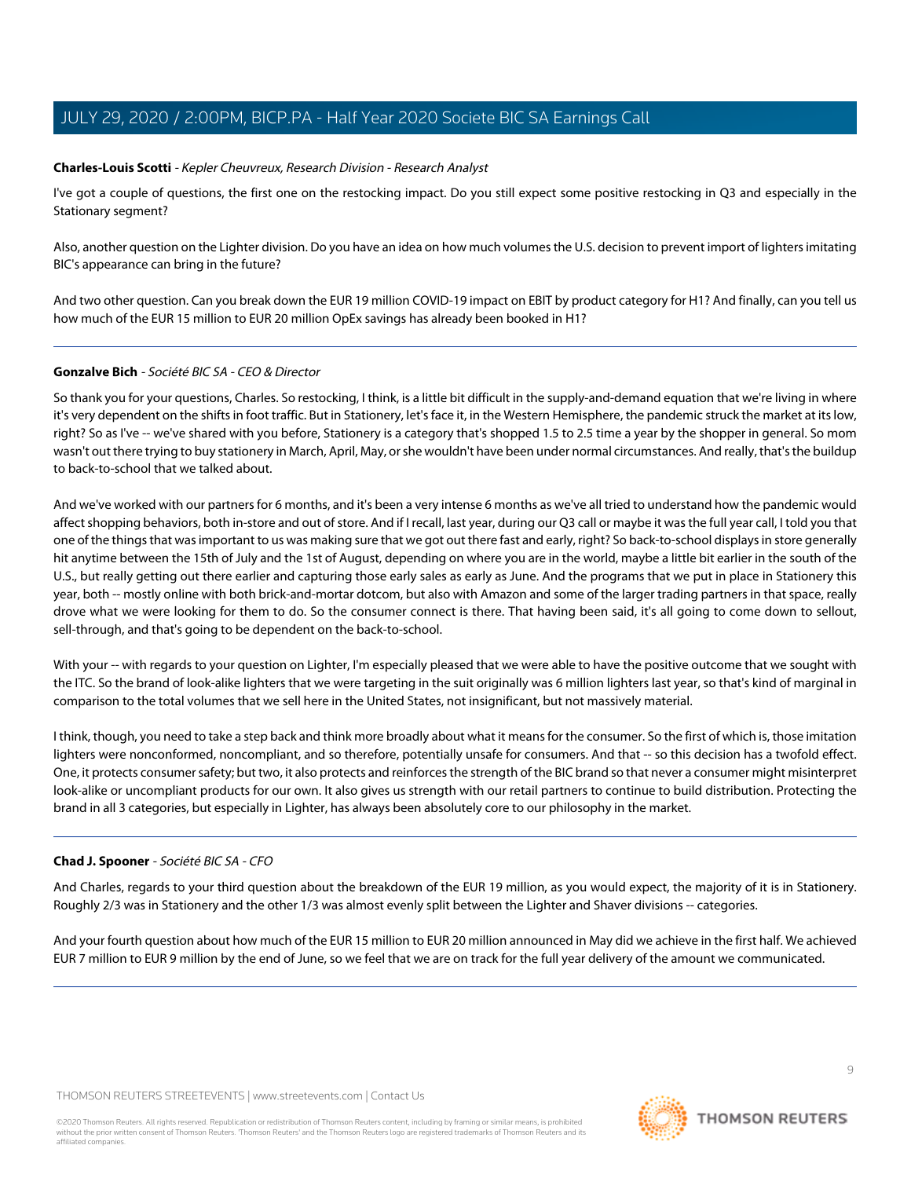**Charles-Louis Scotti** - *Kepler Cheuvreux, Research Division - Research Analyst*

I've got a couple of questions, the first one on the restocking impact. Do you still expect some positive restocking in Q3 and especially in the Stationary segment?

Also, another question on the Lighter division. Do you have an idea on how much volumes the U.S. decision to prevent import of lighters imitating BIC's appearance can bring in the future?

And two other question. Can you break down the EUR 19 million COVID-19 impact on EBIT by product category for H1? And finally, can you tell us how much of the EUR 15 million to EUR 20 million OpEx savings has already been booked in H1?

---

**Gonzalve Bich** - *Société BIC SA - CEO & Director*

So thank you for your questions, Charles. So restocking, I think, is a little bit difficult in the supply-and-demand equation that we're living in where it's very dependent on the shifts in foot traffic. But in Stationery, let's face it, in the Western Hemisphere, the pandemic struck the market at its low, right? So as I've -- we've shared with you before, Stationery is a category that's shopped 1.5 to 2.5 time a year by the shopper in general. So mom wasn't out there trying to buy stationery in March, April, May, or she wouldn't have been under normal circumstances. And really, that's the buildup to back-to-school that we talked about.

And we've worked with our partners for 6 months, and it's been a very intense 6 months as we've all tried to understand how the pandemic would affect shopping behaviors, both in-store and out of store. And if I recall, last year, during our Q3 call or maybe it was the full year call, I told you that one of the things that was important to us was making sure that we got out there fast and early, right? So back-to-school displays in store generally hit anytime between the 15th of July and the 1st of August, depending on where you are in the world, maybe a little bit earlier in the south of the U.S., but really getting out there earlier and capturing those early sales as early as June. And the programs that we put in place in Stationery this year, both -- mostly online with both brick-and-mortar dotcom, but also with Amazon and some of the larger trading partners in that space, really drove what we were looking for them to do. So the consumer connect is there. That having been said, it's all going to come down to sellout, sell-through, and that's going to be dependent on the back-to-school.

With your -- with regards to your question on Lighter, I'm especially pleased that we were able to have the positive outcome that we sought with the ITC. So the brand of look-alike lighters that we were targeting in the suit originally was 6 million lighters last year, so that's kind of marginal in comparison to the total volumes that we sell here in the United States, not insignificant, but not massively material.

I think, though, you need to take a step back and think more broadly about what it means for the consumer. So the first of which is, those imitation lighters were nonconformed, noncompliant, and so therefore, potentially unsafe for consumers. And that -- so this decision has a twofold effect. One, it protects consumer safety; but two, it also protects and reinforces the strength of the BIC brand so that never a consumer might misinterpret look-alike or uncompliant products for our own. It also gives us strength with our retail partners to continue to build distribution. Protecting the brand in all 3 categories, but especially in Lighter, has always been absolutely core to our philosophy in the market.

---

**Chad J. Spooner** - *Société BIC SA - CFO*

And Charles, regards to your third question about the breakdown of the EUR 19 million, as you would expect, the majority of it is in Stationery. Roughly 2/3 was in Stationery and the other 1/3 was almost evenly split between the Lighter and Shaver divisions -- categories.

And your fourth question about how much of the EUR 15 million to EUR 20 million announced in May did we achieve in the first half. We achieved EUR 7 million to EUR 9 million by the end of June, so we feel that we are on track for the full year delivery of the amount we communicated.

---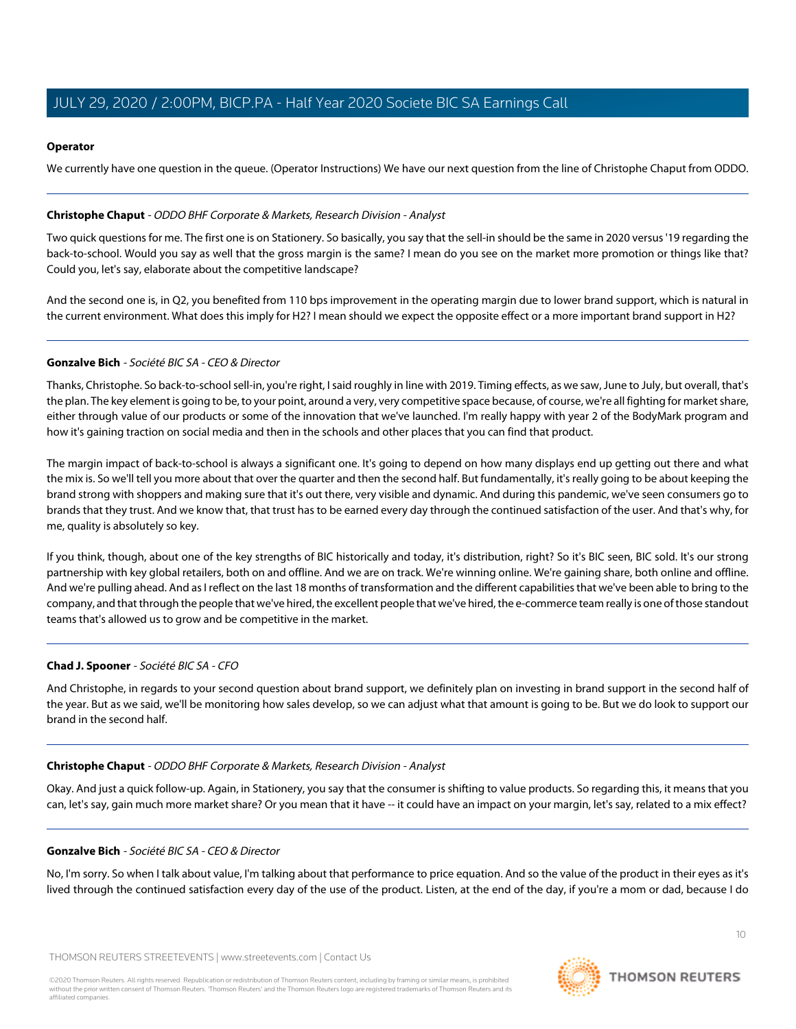**Operator**

We currently have one question in the queue. (Operator Instructions) We have our next question from the line of Christophe Chaput from ODDO.

---

**Christophe Chaput** - *ODDO BHF Corporate & Markets, Research Division - Analyst*

Two quick questions for me. The first one is on Stationery. So basically, you say that the sell-in should be the same in 2020 versus '19 regarding the back-to-school. Would you say as well that the gross margin is the same? I mean do you see on the market more promotion or things like that? Could you, let's say, elaborate about the competitive landscape?

And the second one is, in Q2, you benefited from 110 bps improvement in the operating margin due to lower brand support, which is natural in the current environment. What does this imply for H2? I mean should we expect the opposite effect or a more important brand support in H2?

---

**Gonzalve Bich** - *Société BIC SA - CEO & Director*

Thanks, Christophe. So back-to-school sell-in, you're right, I said roughly in line with 2019. Timing effects, as we saw, June to July, but overall, that's the plan. The key element is going to be, to your point, around a very, very competitive space because, of course, we're all fighting for market share, either through value of our products or some of the innovation that we've launched. I'm really happy with year 2 of the BodyMark program and how it's gaining traction on social media and then in the schools and other places that you can find that product.

The margin impact of back-to-school is always a significant one. It's going to depend on how many displays end up getting out there and what the mix is. So we'll tell you more about that over the quarter and then the second half. But fundamentally, it's really going to be about keeping the brand strong with shoppers and making sure that it's out there, very visible and dynamic. And during this pandemic, we've seen consumers go to brands that they trust. And we know that, that trust has to be earned every day through the continued satisfaction of the user. And that's why, for me, quality is absolutely so key.

If you think, though, about one of the key strengths of BIC historically and today, it's distribution, right? So it's BIC seen, BIC sold. It's our strong partnership with key global retailers, both on and offline. And we are on track. We're winning online. We're gaining share, both online and offline. And we're pulling ahead. And as I reflect on the last 18 months of transformation and the different capabilities that we've been able to bring to the company, and that through the people that we've hired, the excellent people that we've hired, the e-commerce team really is one of those standout teams that's allowed us to grow and be competitive in the market.

---

**Chad J. Spooner** - *Société BIC SA - CFO*

And Christophe, in regards to your second question about brand support, we definitely plan on investing in brand support in the second half of the year. But as we said, we'll be monitoring how sales develop, so we can adjust what that amount is going to be. But we do look to support our brand in the second half.

---

**Christophe Chaput** - *ODDO BHF Corporate & Markets, Research Division - Analyst*

Okay. And just a quick follow-up. Again, in Stationery, you say that the consumer is shifting to value products. So regarding this, it means that you can, let's say, gain much more market share? Or you mean that it have -- it could have an impact on your margin, let's say, related to a mix effect?

---

**Gonzalve Bich** - *Société BIC SA - CEO & Director*

No, I'm sorry. So when I talk about value, I'm talking about that performance to price equation. And so the value of the product in their eyes as it's lived through the continued satisfaction every day of the use of the product. Listen, at the end of the day, if you're a mom or dad, because I do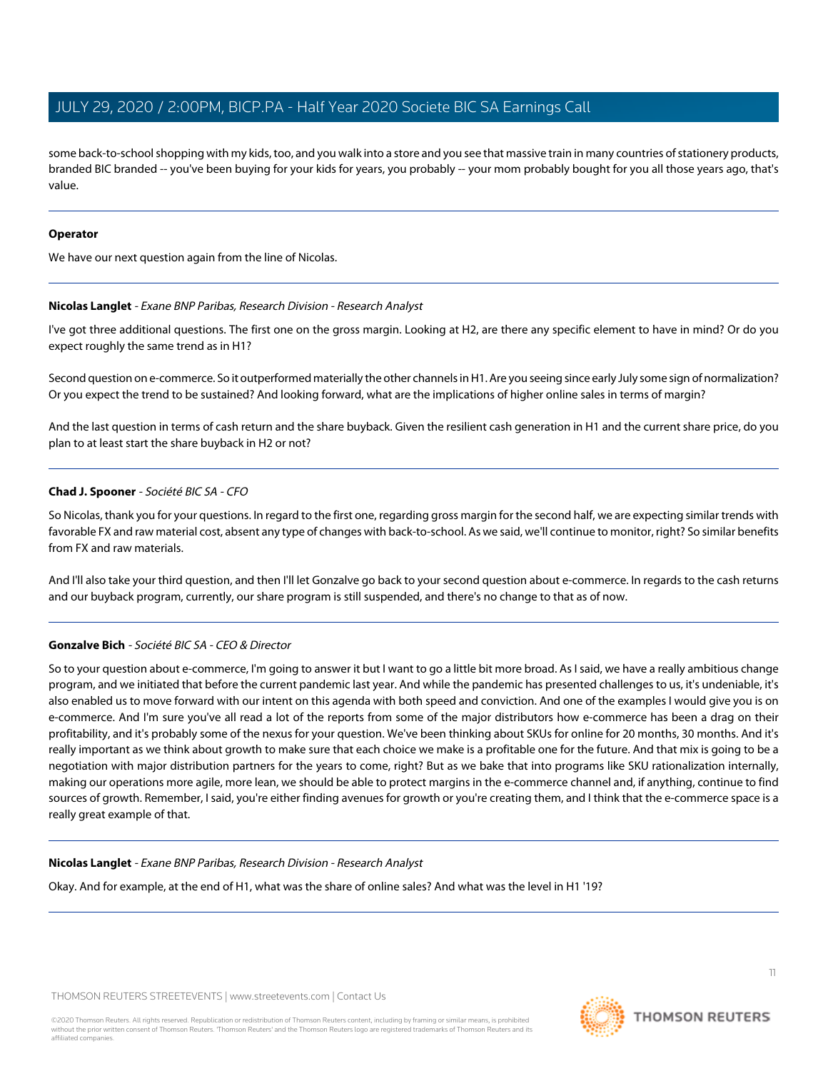some back-to-school shopping with my kids, too, and you walk into a store and you see that massive train in many countries of stationery products, branded BIC branded -- you've been buying for your kids for years, you probably -- your mom probably bought for you all those years ago, that's value.

---

**Operator**

We have our next question again from the line of Nicolas.

---

**Nicolas Langlet** - *Exane BNP Paribas, Research Division - Research Analyst*

I've got three additional questions. The first one on the gross margin. Looking at H2, are there any specific element to have in mind? Or do you expect roughly the same trend as in H1?

Second question on e-commerce. So it outperformed materially the other channels in H1. Are you seeing since early July some sign of normalization? Or you expect the trend to be sustained? And looking forward, what are the implications of higher online sales in terms of margin?

And the last question in terms of cash return and the share buyback. Given the resilient cash generation in H1 and the current share price, do you plan to at least start the share buyback in H2 or not?

---

**Chad J. Spooner** - *Société BIC SA - CFO*

So Nicolas, thank you for your questions. In regard to the first one, regarding gross margin for the second half, we are expecting similar trends with favorable FX and raw material cost, absent any type of changes with back-to-school. As we said, we'll continue to monitor, right? So similar benefits from FX and raw materials.

And I'll also take your third question, and then I'll let Gonzalve go back to your second question about e-commerce. In regards to the cash returns and our buyback program, currently, our share program is still suspended, and there's no change to that as of now.

---

**Gonzalve Bich** - *Société BIC SA - CEO & Director*

So to your question about e-commerce, I'm going to answer it but I want to go a little bit more broad. As I said, we have a really ambitious change program, and we initiated that before the current pandemic last year. And while the pandemic has presented challenges to us, it's undeniable, it's also enabled us to move forward with our intent on this agenda with both speed and conviction. And one of the examples I would give you is on e-commerce. And I'm sure you've all read a lot of the reports from some of the major distributors how e-commerce has been a drag on their profitability, and it's probably some of the nexus for your question. We've been thinking about SKUs for online for 20 months, 30 months. And it's really important as we think about growth to make sure that each choice we make is a profitable one for the future. And that mix is going to be a negotiation with major distribution partners for the years to come, right? But as we bake that into programs like SKU rationalization internally, making our operations more agile, more lean, we should be able to protect margins in the e-commerce channel and, if anything, continue to find sources of growth. Remember, I said, you're either finding avenues for growth or you're creating them, and I think that the e-commerce space is a really great example of that.

---

**Nicolas Langlet** - *Exane BNP Paribas, Research Division - Research Analyst*

Okay. And for example, at the end of H1, what was the share of online sales? And what was the level in H1 '19?

---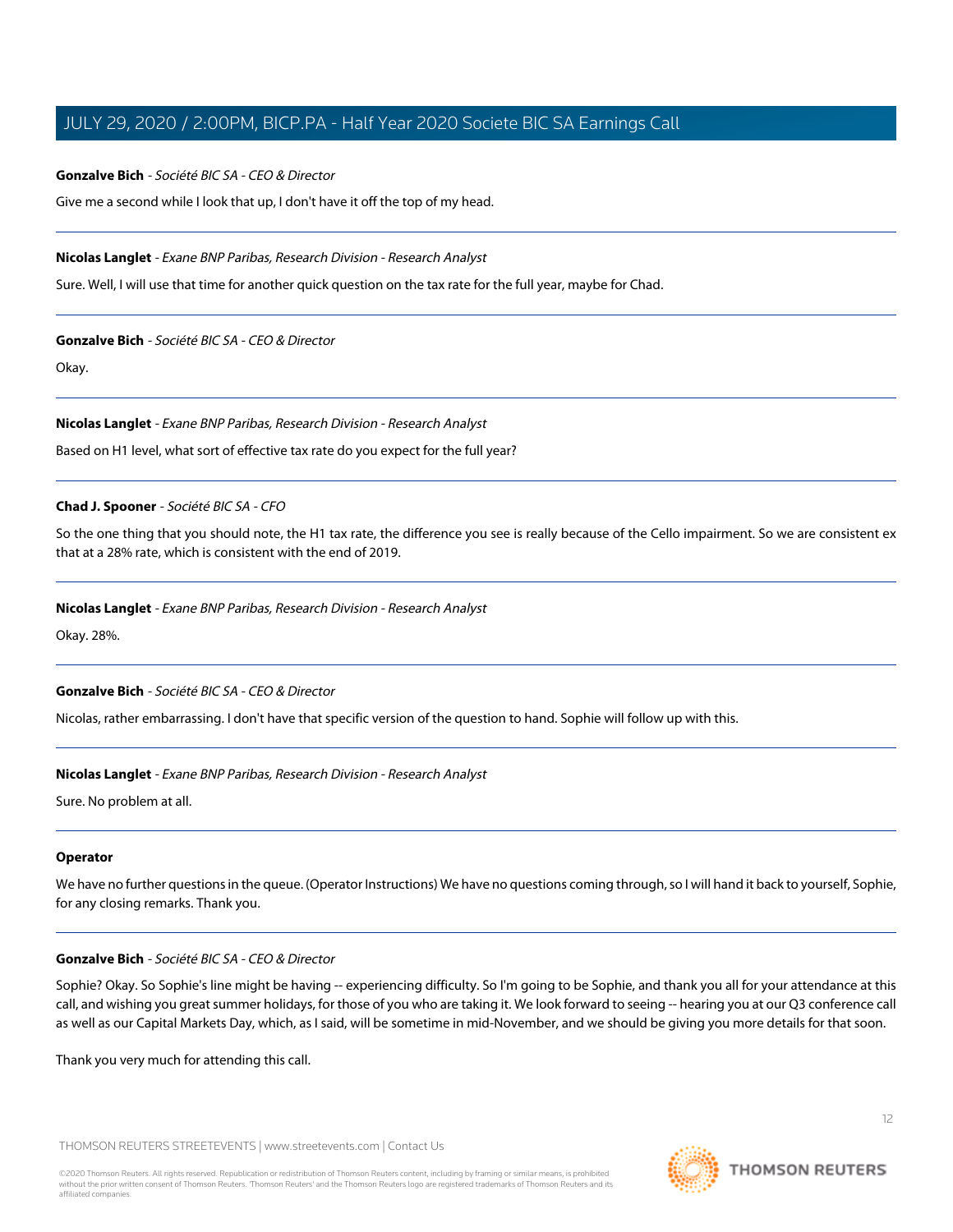**Gonzalve Bich** - *Société BIC SA - CEO & Director*

Give me a second while I look that up, I don't have it off the top of my head.

---

**Nicolas Langlet** - *Exane BNP Paribas, Research Division - Research Analyst*

Sure. Well, I will use that time for another quick question on the tax rate for the full year, maybe for Chad.

---

**Gonzalve Bich** - *Société BIC SA - CEO & Director*

Okay.

---

**Nicolas Langlet** - *Exane BNP Paribas, Research Division - Research Analyst*

Based on H1 level, what sort of effective tax rate do you expect for the full year?

---

**Chad J. Spooner** - *Société BIC SA - CFO*

So the one thing that you should note, the H1 tax rate, the difference you see is really because of the Cello impairment. So we are consistent ex that at a 28% rate, which is consistent with the end of 2019.

---

**Nicolas Langlet** - *Exane BNP Paribas, Research Division - Research Analyst*

Okay. 28%.

---

**Gonzalve Bich** - *Société BIC SA - CEO & Director*

Nicolas, rather embarrassing. I don't have that specific version of the question to hand. Sophie will follow up with this.

---

**Nicolas Langlet** - *Exane BNP Paribas, Research Division - Research Analyst*

Sure. No problem at all.

---

**Operator**

We have no further questions in the queue. (Operator Instructions) We have no questions coming through, so I will hand it back to yourself, Sophie, for any closing remarks. Thank you.

---

**Gonzalve Bich** - *Société BIC SA - CEO & Director*

Sophie? Okay. So Sophie's line might be having -- experiencing difficulty. So I'm going to be Sophie, and thank you all for your attendance at this call, and wishing you great summer holidays, for those of you who are taking it. We look forward to seeing -- hearing you at our Q3 conference call as well as our Capital Markets Day, which, as I said, will be sometime in mid-November, and we should be giving you more details for that soon.

Thank you very much for attending this call.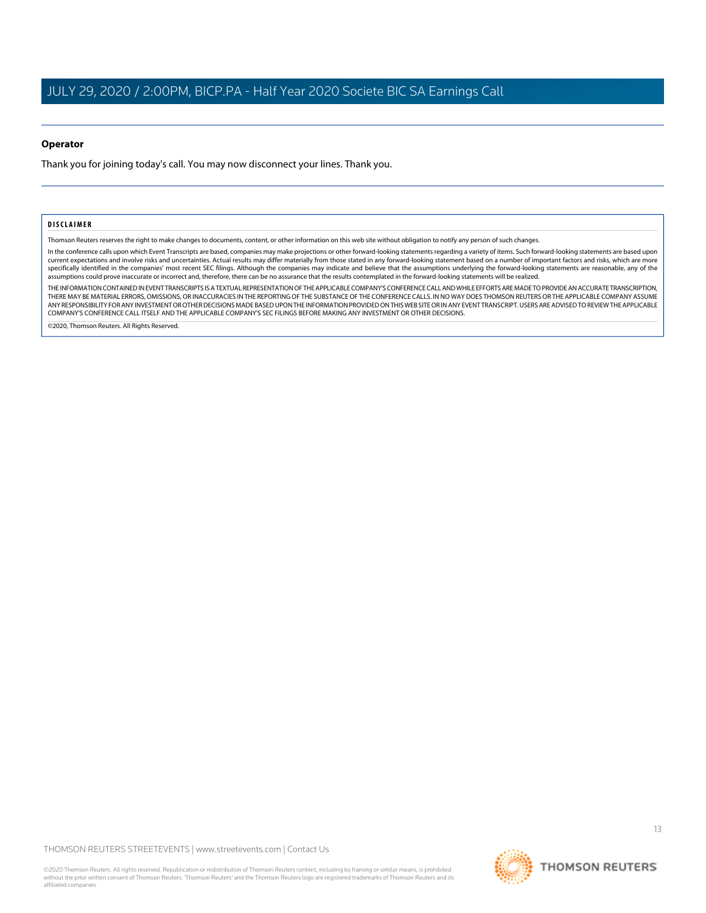**Operator**

Thank you for joining today's call. You may now disconnect your lines. Thank you.

---

**DISCLAIMER**

Thomson Reuters reserves the right to make changes to documents, content, or other information on this web site without obligation to notify any person of such changes.

In the conference calls upon which Event Transcripts are based, companies may make projections or other forward-looking statements regarding a variety of items. Such forward-looking statements are based upon current expectations and involve risks and uncertainties. Actual results may differ materially from those stated in any forward-looking statement based on a number of important factors and risks, which are more specifically identified in the companies' most recent SEC filings. Although the companies may indicate and believe that the assumptions underlying the forward-looking statements are reasonable, any of the assumptions could prove inaccurate or incorrect and, therefore, there can be no assurance that the results contemplated in the forward-looking statements will be realized.

THE INFORMATION CONTAINED IN EVENT TRANSCRIPTS IS A TEXTUAL REPRESENTATION OF THE APPLICABLE COMPANY'S CONFERENCE CALL AND WHILE EFFORTS ARE MADE TO PROVIDE AN ACCURATE TRANSCRIPTION, THERE MAY BE MATERIAL ERRORS, OMISSIONS, OR INACCURACIES IN THE REPORTING OF THE SUBSTANCE OF THE CONFERENCE CALLS. IN NO WAY DOES THOMSON REUTERS OR THE APPLICABLE COMPANY ASSUME ANY RESPONSIBILITY FOR ANY INVESTMENT OR OTHER DECISIONS MADE BASED UPON THE INFORMATION PROVIDED ON THIS WEB SITE OR IN ANY EVENT TRANSCRIPT. USERS ARE ADVISED TO REVIEW THE APPLICABLE COMPANY'S CONFERENCE CALL ITSELF AND THE APPLICABLE COMPANY'S SEC FILINGS BEFORE MAKING ANY INVESTMENT OR OTHER DECISIONS.

©2020, Thomson Reuters. All Rights Reserved.